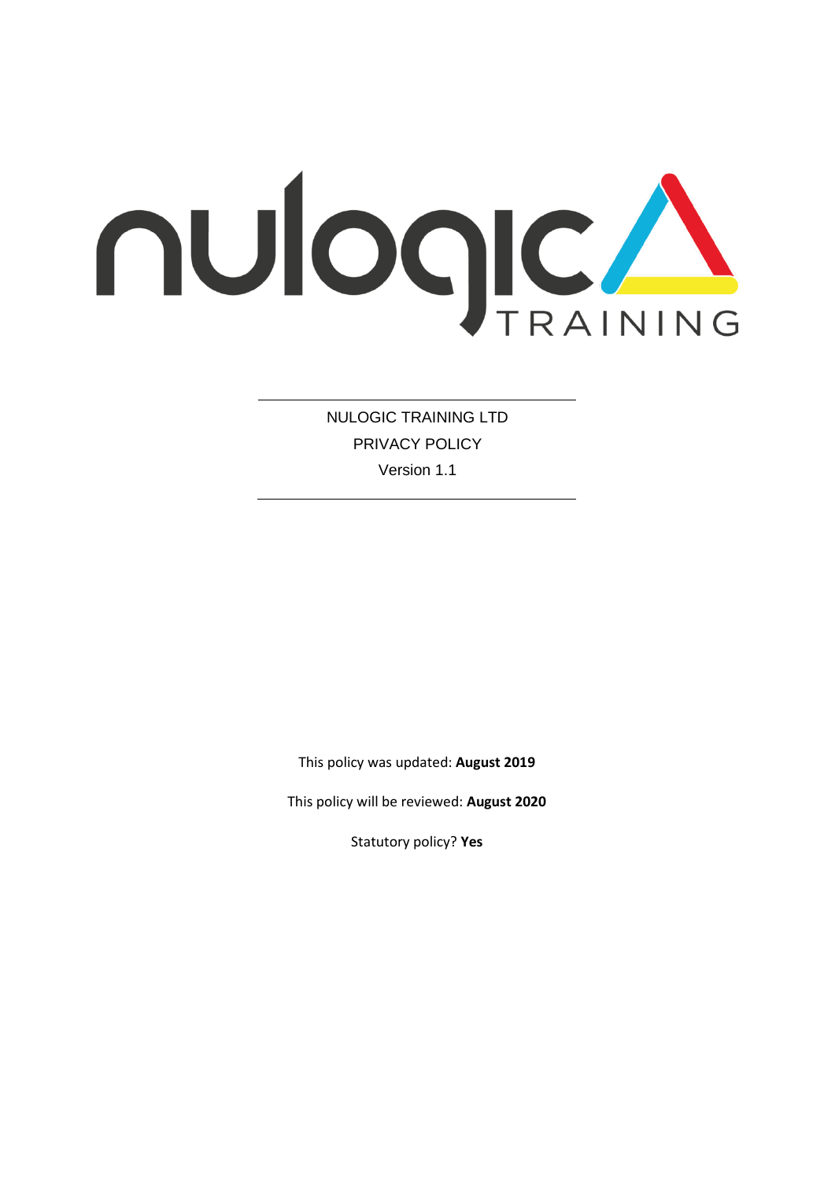NULOGIC TRAINING LTD

PRIVACY POLICY

Version 1.1

This policy was updated: **August 2019**

This policy will be reviewed: **August 2020**

Statutory policy? **Yes**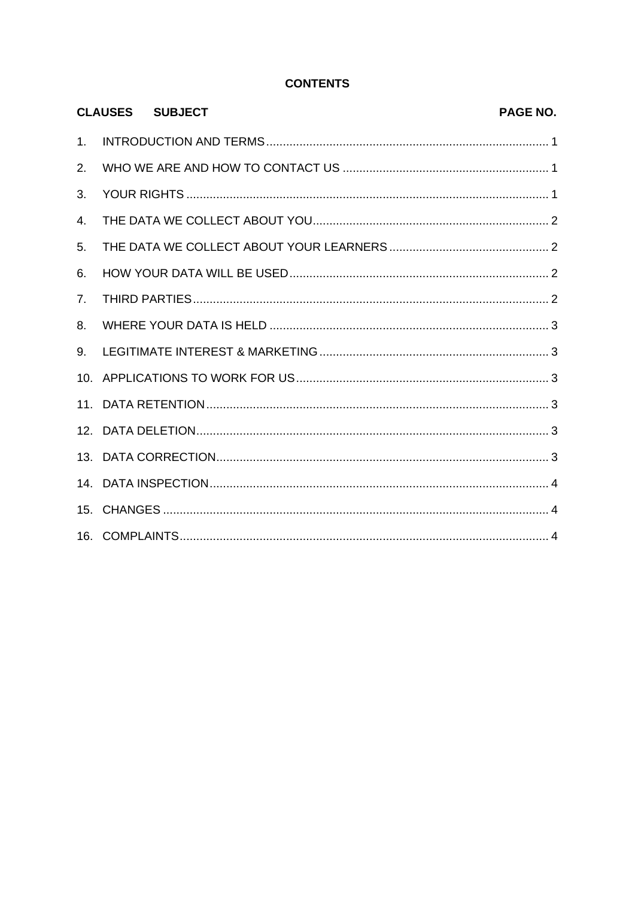# CONTENTS

| CLAUSES | SUBJECT | PAGE NO. |
|---|---|---|
| 1. | INTRODUCTION AND TERMS | 1 |
| 2. | WHO WE ARE AND HOW TO CONTACT US | 1 |
| 3. | YOUR RIGHTS | 1 |
| 4. | THE DATA WE COLLECT ABOUT YOU | 2 |
| 5. | THE DATA WE COLLECT ABOUT YOUR LEARNERS | 2 |
| 6. | HOW YOUR DATA WILL BE USED | 2 |
| 7. | THIRD PARTIES | 2 |
| 8. | WHERE YOUR DATA IS HELD | 3 |
| 9. | LEGITIMATE INTEREST & MARKETING | 3 |
| 10. | APPLICATIONS TO WORK FOR US | 3 |
| 11. | DATA RETENTION | 3 |
| 12. | DATA DELETION | 3 |
| 13. | DATA CORRECTION | 3 |
| 14. | DATA INSPECTION | 4 |
| 15. | CHANGES | 4 |
| 16. | COMPLAINTS | 4 |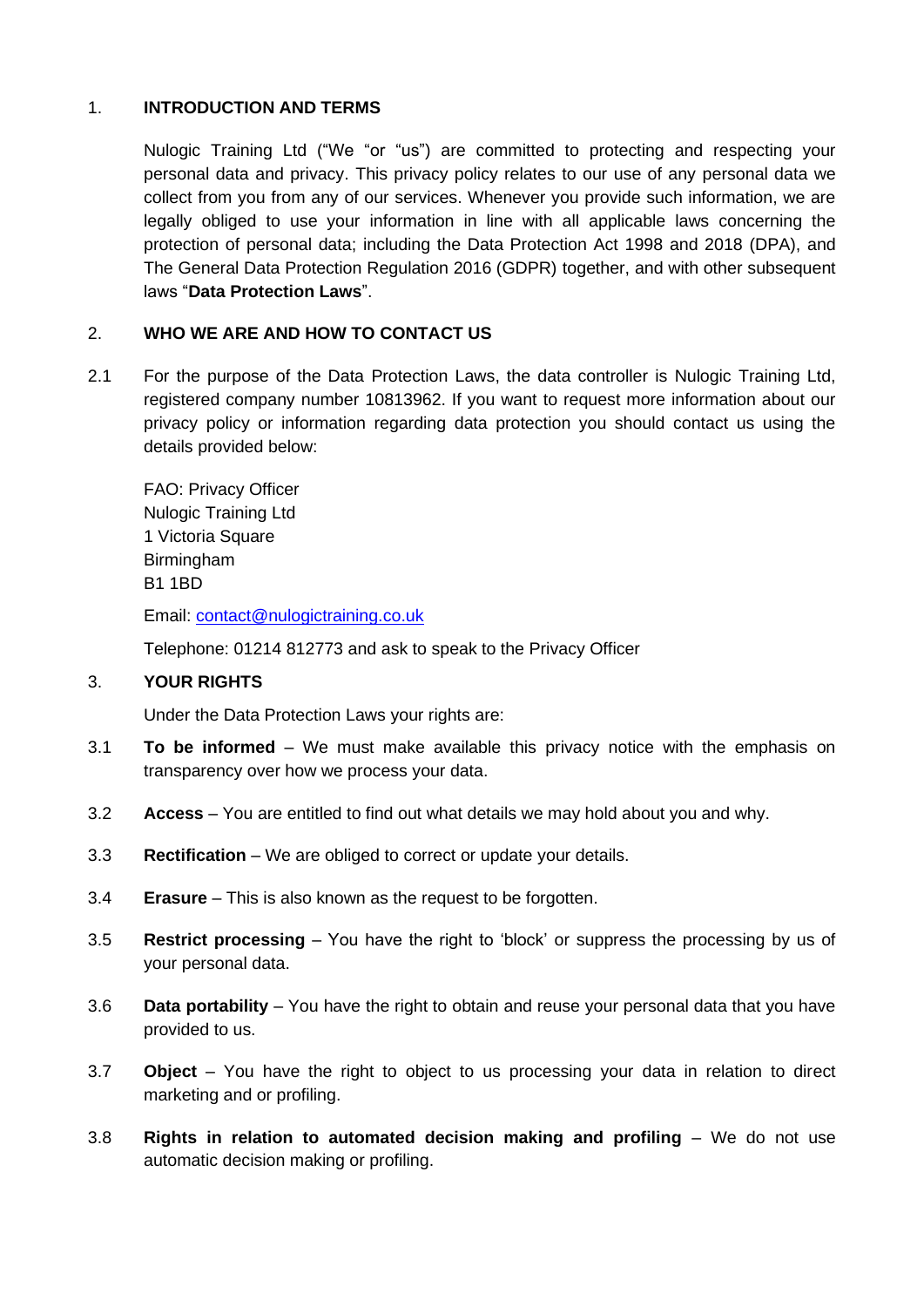## 1. INTRODUCTION AND TERMS

Nulogic Training Ltd ("We "or "us") are committed to protecting and respecting your personal data and privacy. This privacy policy relates to our use of any personal data we collect from you from any of our services. Whenever you provide such information, we are legally obliged to use your information in line with all applicable laws concerning the protection of personal data; including the Data Protection Act 1998 and 2018 (DPA), and The General Data Protection Regulation 2016 (GDPR) together, and with other subsequent laws "**Data Protection Laws**".

## 2. WHO WE ARE AND HOW TO CONTACT US

2.1 For the purpose of the Data Protection Laws, the data controller is Nulogic Training Ltd, registered company number 10813962. If you want to request more information about our privacy policy or information regarding data protection you should contact us using the details provided below:

FAO: Privacy Officer
Nulogic Training Ltd
1 Victoria Square
Birmingham
B1 1BD

Email: contact@nulogictraining.co.uk

Telephone: 01214 812773 and ask to speak to the Privacy Officer

## 3. YOUR RIGHTS

Under the Data Protection Laws your rights are:

3.1 **To be informed** – We must make available this privacy notice with the emphasis on transparency over how we process your data.

3.2 **Access** – You are entitled to find out what details we may hold about you and why.

3.3 **Rectification** – We are obliged to correct or update your details.

3.4 **Erasure** – This is also known as the request to be forgotten.

3.5 **Restrict processing** – You have the right to 'block' or suppress the processing by us of your personal data.

3.6 **Data portability** – You have the right to obtain and reuse your personal data that you have provided to us.

3.7 **Object** – You have the right to object to us processing your data in relation to direct marketing and or profiling.

3.8 **Rights in relation to automated decision making and profiling** – We do not use automatic decision making or profiling.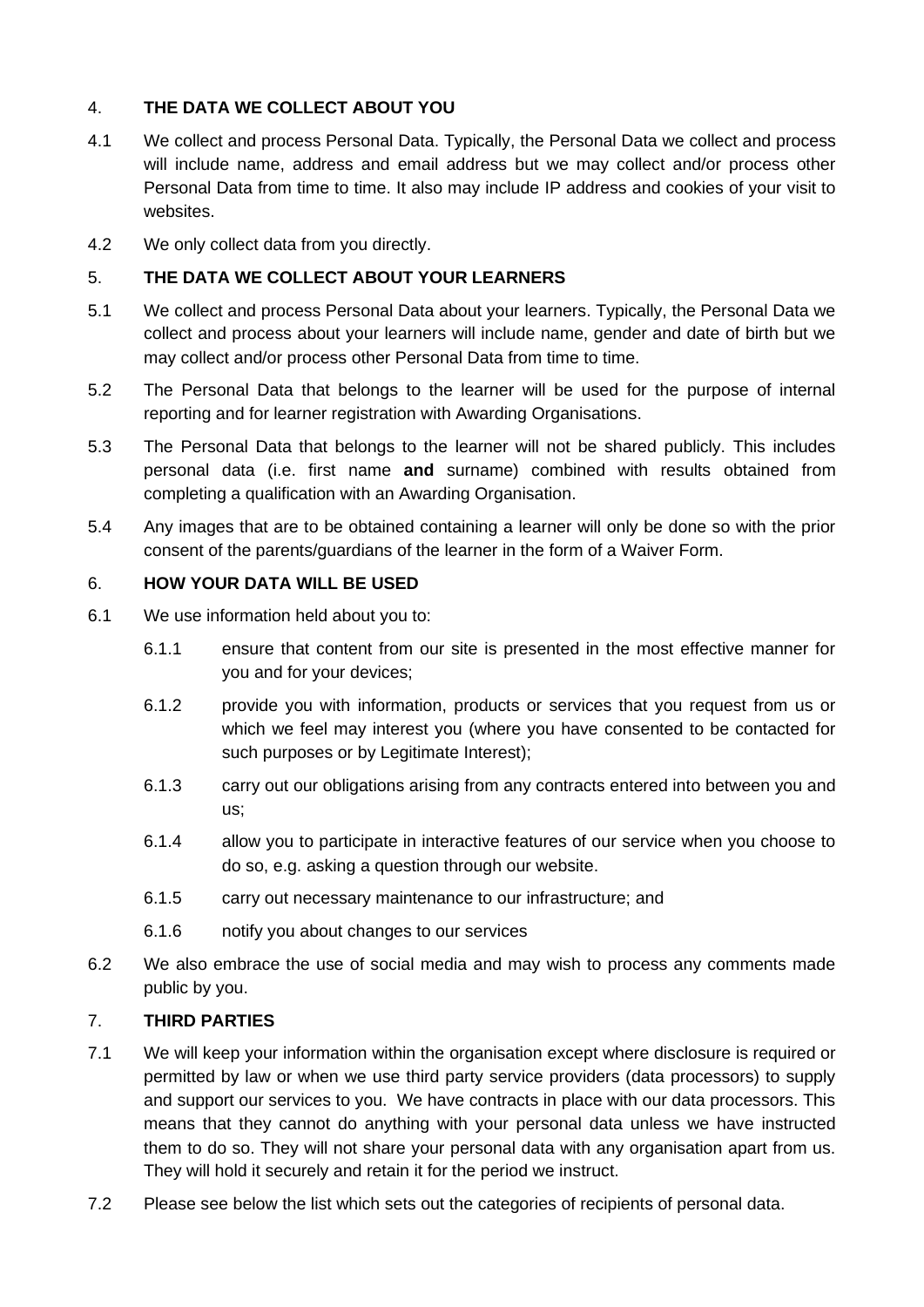## 4. THE DATA WE COLLECT ABOUT YOU

4.1 We collect and process Personal Data. Typically, the Personal Data we collect and process will include name, address and email address but we may collect and/or process other Personal Data from time to time. It also may include IP address and cookies of your visit to websites.

4.2 We only collect data from you directly.

## 5. THE DATA WE COLLECT ABOUT YOUR LEARNERS

5.1 We collect and process Personal Data about your learners. Typically, the Personal Data we collect and process about your learners will include name, gender and date of birth but we may collect and/or process other Personal Data from time to time.

5.2 The Personal Data that belongs to the learner will be used for the purpose of internal reporting and for learner registration with Awarding Organisations.

5.3 The Personal Data that belongs to the learner will not be shared publicly. This includes personal data (i.e. first name **and** surname) combined with results obtained from completing a qualification with an Awarding Organisation.

5.4 Any images that are to be obtained containing a learner will only be done so with the prior consent of the parents/guardians of the learner in the form of a Waiver Form.

## 6. HOW YOUR DATA WILL BE USED

6.1 We use information held about you to:

- 6.1.1 ensure that content from our site is presented in the most effective manner for you and for your devices;
- 6.1.2 provide you with information, products or services that you request from us or which we feel may interest you (where you have consented to be contacted for such purposes or by Legitimate Interest);
- 6.1.3 carry out our obligations arising from any contracts entered into between you and us;
- 6.1.4 allow you to participate in interactive features of our service when you choose to do so, e.g. asking a question through our website.
- 6.1.5 carry out necessary maintenance to our infrastructure; and
- 6.1.6 notify you about changes to our services

6.2 We also embrace the use of social media and may wish to process any comments made public by you.

## 7. THIRD PARTIES

7.1 We will keep your information within the organisation except where disclosure is required or permitted by law or when we use third party service providers (data processors) to supply and support our services to you. We have contracts in place with our data processors. This means that they cannot do anything with your personal data unless we have instructed them to do so. They will not share your personal data with any organisation apart from us. They will hold it securely and retain it for the period we instruct.

7.2 Please see below the list which sets out the categories of recipients of personal data.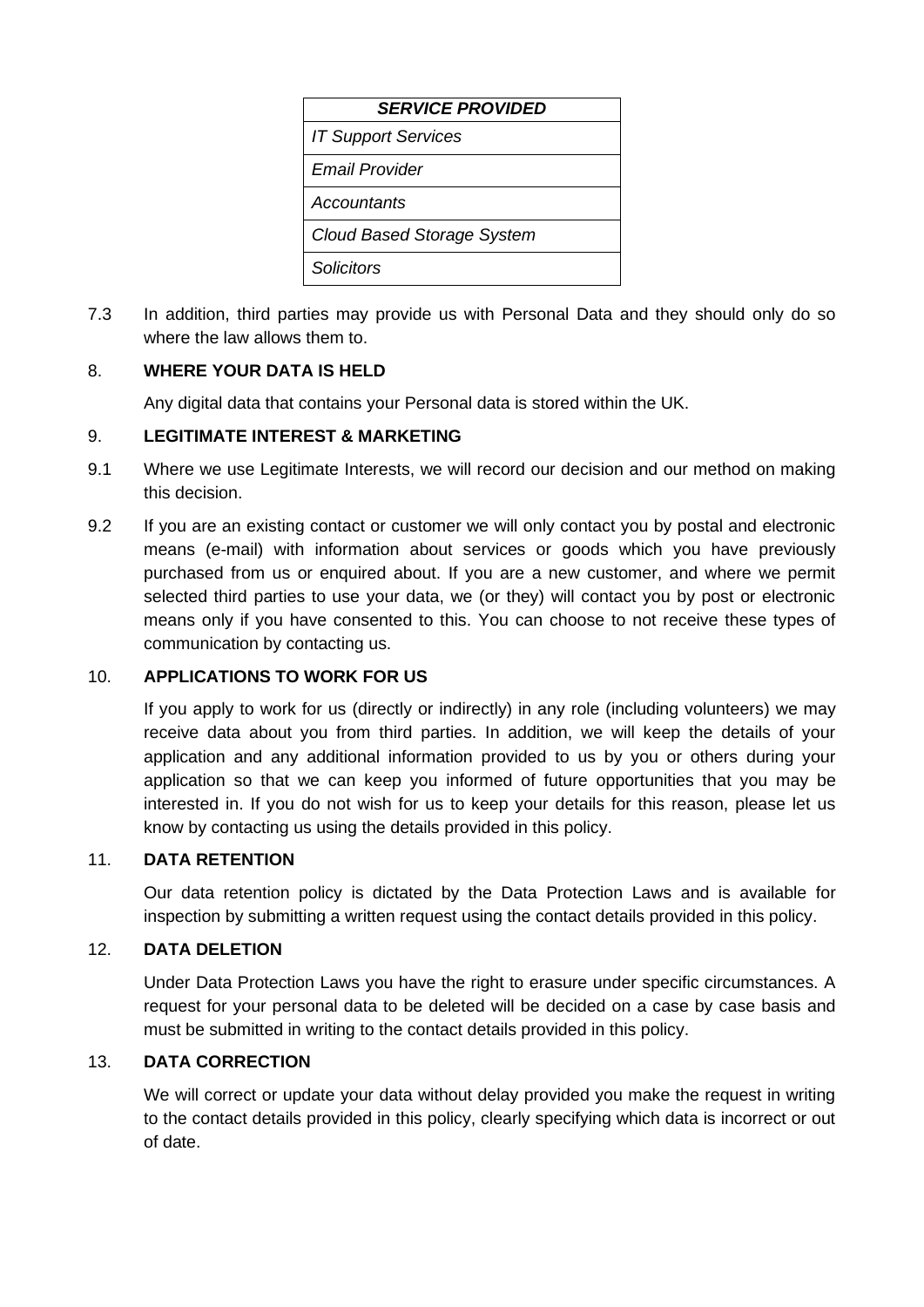| *SERVICE PROVIDED* |
| --- |
| *IT Support Services* |
| *Email Provider* |
| *Accountants* |
| *Cloud Based Storage System* |
| *Solicitors* |

7.3 In addition, third parties may provide us with Personal Data and they should only do so where the law allows them to.

## 8. WHERE YOUR DATA IS HELD

Any digital data that contains your Personal data is stored within the UK.

## 9. LEGITIMATE INTEREST & MARKETING

9.1 Where we use Legitimate Interests, we will record our decision and our method on making this decision.

9.2 If you are an existing contact or customer we will only contact you by postal and electronic means (e-mail) with information about services or goods which you have previously purchased from us or enquired about. If you are a new customer, and where we permit selected third parties to use your data, we (or they) will contact you by post or electronic means only if you have consented to this. You can choose to not receive these types of communication by contacting us.

## 10. APPLICATIONS TO WORK FOR US

If you apply to work for us (directly or indirectly) in any role (including volunteers) we may receive data about you from third parties. In addition, we will keep the details of your application and any additional information provided to us by you or others during your application so that we can keep you informed of future opportunities that you may be interested in. If you do not wish for us to keep your details for this reason, please let us know by contacting us using the details provided in this policy.

## 11. DATA RETENTION

Our data retention policy is dictated by the Data Protection Laws and is available for inspection by submitting a written request using the contact details provided in this policy.

## 12. DATA DELETION

Under Data Protection Laws you have the right to erasure under specific circumstances. A request for your personal data to be deleted will be decided on a case by case basis and must be submitted in writing to the contact details provided in this policy.

## 13. DATA CORRECTION

We will correct or update your data without delay provided you make the request in writing to the contact details provided in this policy, clearly specifying which data is incorrect or out of date.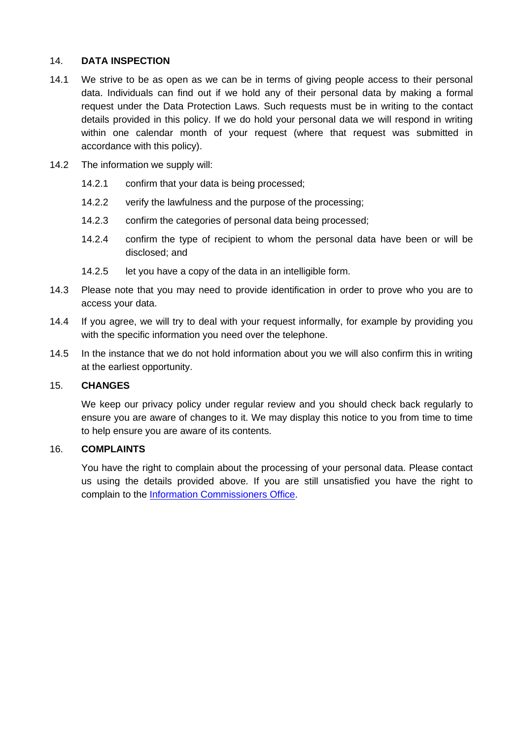## 14. DATA INSPECTION

14.1 We strive to be as open as we can be in terms of giving people access to their personal data. Individuals can find out if we hold any of their personal data by making a formal request under the Data Protection Laws. Such requests must be in writing to the contact details provided in this policy. If we do hold your personal data we will respond in writing within one calendar month of your request (where that request was submitted in accordance with this policy).

14.2 The information we supply will:

- 14.2.1 confirm that your data is being processed;
- 14.2.2 verify the lawfulness and the purpose of the processing;
- 14.2.3 confirm the categories of personal data being processed;
- 14.2.4 confirm the type of recipient to whom the personal data have been or will be disclosed; and
- 14.2.5 let you have a copy of the data in an intelligible form.

14.3 Please note that you may need to provide identification in order to prove who you are to access your data.

14.4 If you agree, we will try to deal with your request informally, for example by providing you with the specific information you need over the telephone.

14.5 In the instance that we do not hold information about you we will also confirm this in writing at the earliest opportunity.

## 15. CHANGES

We keep our privacy policy under regular review and you should check back regularly to ensure you are aware of changes to it. We may display this notice to you from time to time to help ensure you are aware of its contents.

## 16. COMPLAINTS

You have the right to complain about the processing of your personal data. Please contact us using the details provided above. If you are still unsatisfied you have the right to complain to the Information Commissioners Office.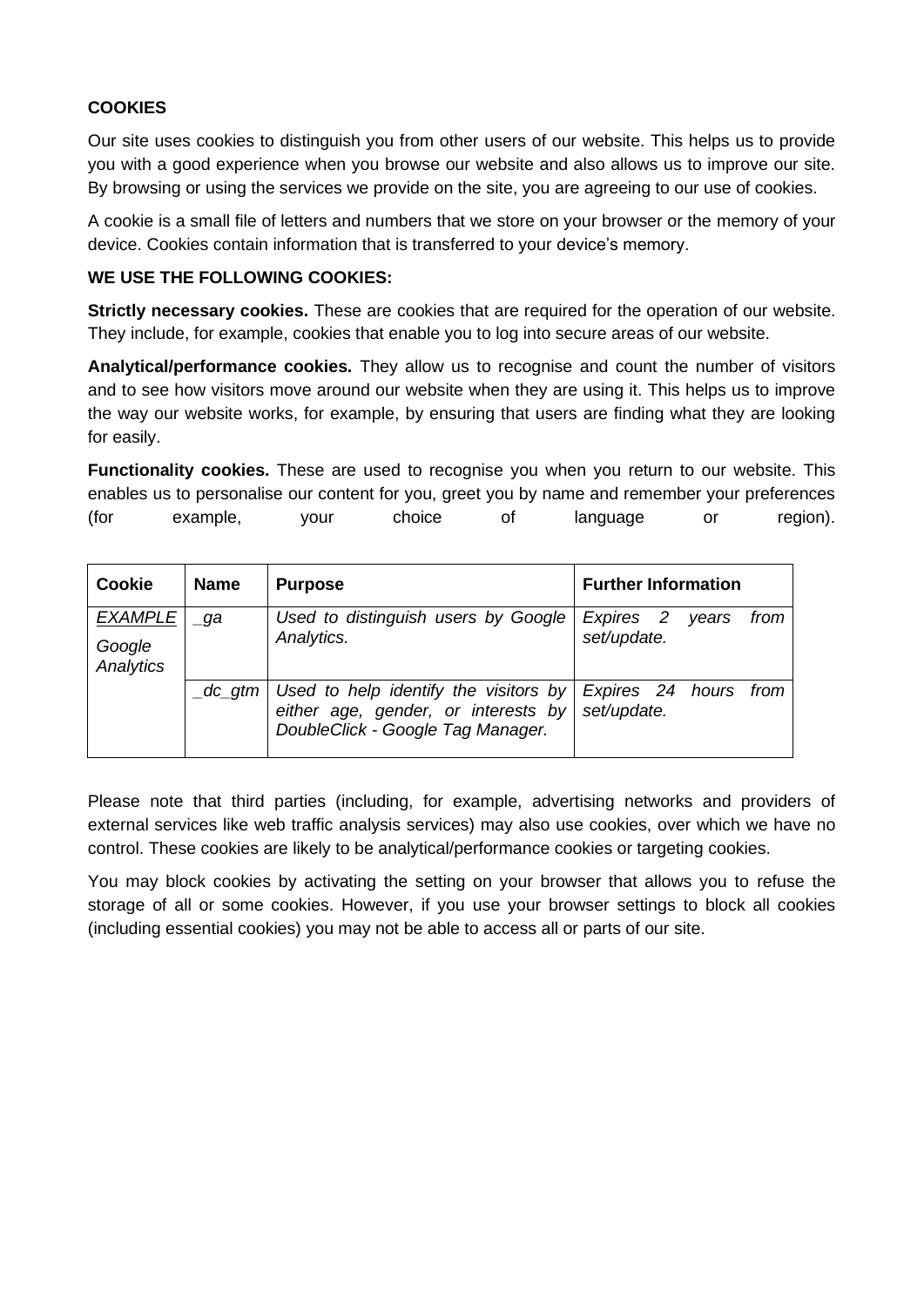**COOKIES**

Our site uses cookies to distinguish you from other users of our website. This helps us to provide you with a good experience when you browse our website and also allows us to improve our site. By browsing or using the services we provide on the site, you are agreeing to our use of cookies.

A cookie is a small file of letters and numbers that we store on your browser or the memory of your device. Cookies contain information that is transferred to your device's memory.

**WE USE THE FOLLOWING COOKIES:**

**Strictly necessary cookies.** These are cookies that are required for the operation of our website. They include, for example, cookies that enable you to log into secure areas of our website.

**Analytical/performance cookies.** They allow us to recognise and count the number of visitors and to see how visitors move around our website when they are using it. This helps us to improve the way our website works, for example, by ensuring that users are finding what they are looking for easily.

**Functionality cookies.** These are used to recognise you when you return to our website. This enables us to personalise our content for you, greet you by name and remember your preferences (for example, your choice of language or region).

| Cookie | Name | Purpose | Further Information |
|---|---|---|---|
| *EXAMPLE* *Google Analytics* | *_ga* | *Used to distinguish users by Google Analytics.* | *Expires 2 years from set/update.* |
| | *_dc_gtm* | *Used to help identify the visitors by either age, gender, or interests by DoubleClick - Google Tag Manager.* | *Expires 24 hours from set/update.* |

Please note that third parties (including, for example, advertising networks and providers of external services like web traffic analysis services) may also use cookies, over which we have no control. These cookies are likely to be analytical/performance cookies or targeting cookies.

You may block cookies by activating the setting on your browser that allows you to refuse the storage of all or some cookies. However, if you use your browser settings to block all cookies (including essential cookies) you may not be able to access all or parts of our site.